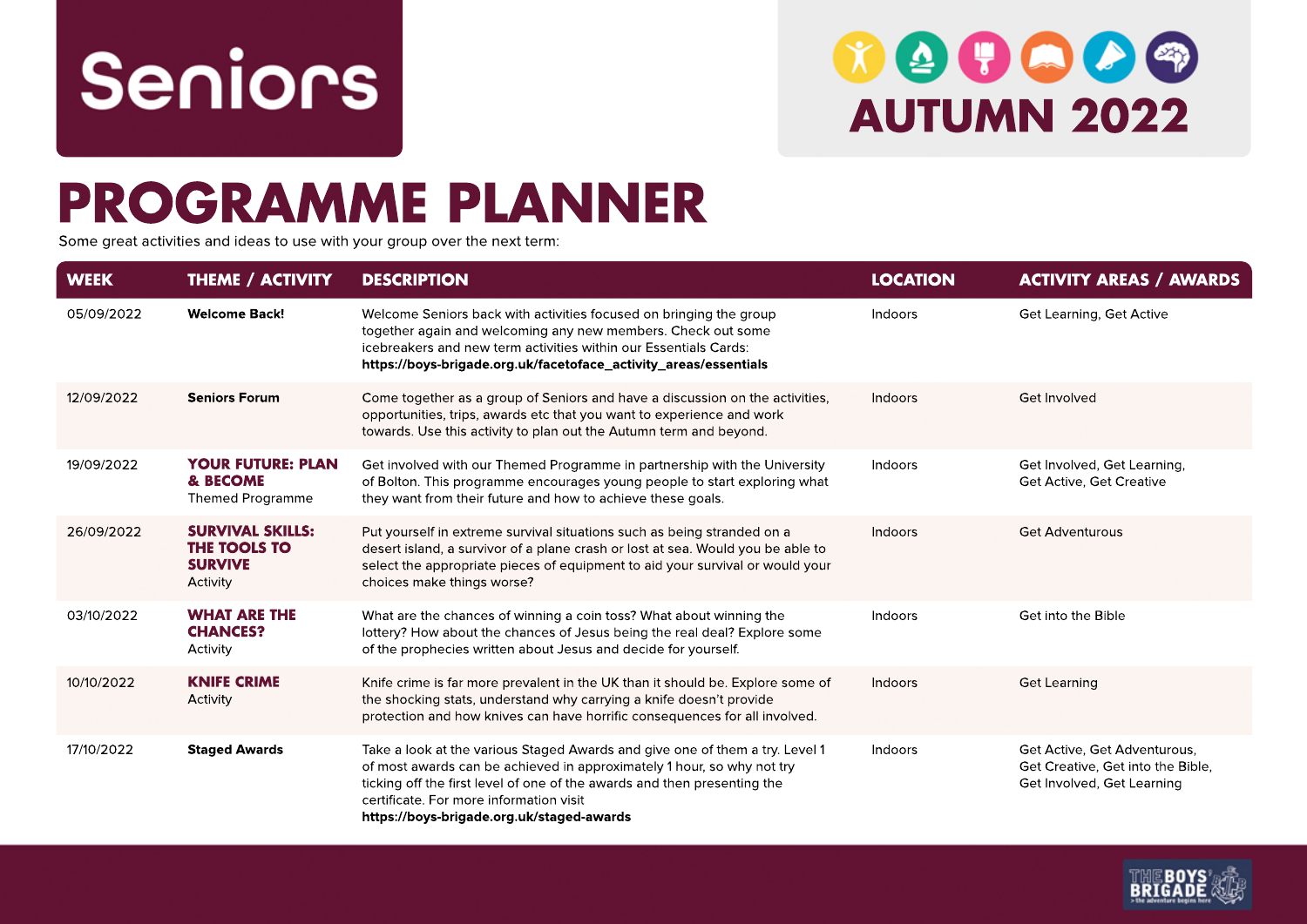# Seniors

**AUTUMN 2022**

# PROGRAMME PLANNER

Some great activities and ideas to use with your group over the next term:

| WEEK | THEME / ACTIVITY | DESCRIPTION | LOCATION | ACTIVITY AREAS / AWARDS |
|---|---|---|---|---|
| 05/09/2022 | **Welcome Back!** | Welcome Seniors back with activities focused on bringing the group together again and welcoming any new members. Check out some icebreakers and new term activities within our Essentials Cards: **https://boys-brigade.org.uk/facetoface_activity_areas/essentials** | Indoors | Get Learning, Get Active |
| 12/09/2022 | **Seniors Forum** | Come together as a group of Seniors and have a discussion on the activities, opportunities, trips, awards etc that you want to experience and work towards. Use this activity to plan out the Autumn term and beyond. | Indoors | Get Involved |
| 19/09/2022 | **YOUR FUTURE: PLAN & BECOME** Themed Programme | Get involved with our Themed Programme in partnership with the University of Bolton. This programme encourages young people to start exploring what they want from their future and how to achieve these goals. | Indoors | Get Involved, Get Learning, Get Active, Get Creative |
| 26/09/2022 | **SURVIVAL SKILLS: THE TOOLS TO SURVIVE** Activity | Put yourself in extreme survival situations such as being stranded on a desert island, a survivor of a plane crash or lost at sea. Would you be able to select the appropriate pieces of equipment to aid your survival or would your choices make things worse? | Indoors | Get Adventurous |
| 03/10/2022 | **WHAT ARE THE CHANCES?** Activity | What are the chances of winning a coin toss? What about winning the lottery? How about the chances of Jesus being the real deal? Explore some of the prophecies written about Jesus and decide for yourself. | Indoors | Get into the Bible |
| 10/10/2022 | **KNIFE CRIME** Activity | Knife crime is far more prevalent in the UK than it should be. Explore some of the shocking stats, understand why carrying a knife doesn't provide protection and how knives can have horrific consequences for all involved. | Indoors | Get Learning |
| 17/10/2022 | **Staged Awards** | Take a look at the various Staged Awards and give one of them a try. Level 1 of most awards can be achieved in approximately 1 hour, so why not try ticking off the first level of one of the awards and then presenting the certificate. For more information visit **https://boys-brigade.org.uk/staged-awards** | Indoors | Get Active, Get Adventurous, Get Creative, Get into the Bible, Get Involved, Get Learning |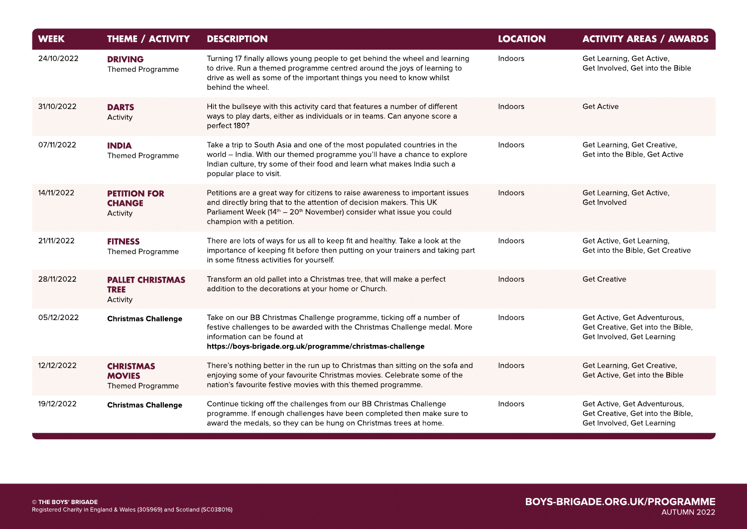| WEEK | THEME / ACTIVITY | DESCRIPTION | LOCATION | ACTIVITY AREAS / AWARDS |
|---|---|---|---|---|
| 24/10/2022 | **DRIVING** Themed Programme | Turning 17 finally allows young people to get behind the wheel and learning to drive. Run a themed programme centred around the joys of learning to drive as well as some of the important things you need to know whilst behind the wheel. | Indoors | Get Learning, Get Active, Get Involved, Get into the Bible |
| 31/10/2022 | **DARTS** Activity | Hit the bullseye with this activity card that features a number of different ways to play darts, either as individuals or in teams. Can anyone score a perfect 180? | Indoors | Get Active |
| 07/11/2022 | **INDIA** Themed Programme | Take a trip to South Asia and one of the most populated countries in the world – India. With our themed programme you'll have a chance to explore Indian culture, try some of their food and learn what makes India such a popular place to visit. | Indoors | Get Learning, Get Creative, Get into the Bible, Get Active |
| 14/11/2022 | **PETITION FOR CHANGE** Activity | Petitions are a great way for citizens to raise awareness to important issues and directly bring that to the attention of decision makers. This UK Parliament Week (14th – 20th November) consider what issue you could champion with a petition. | Indoors | Get Learning, Get Active, Get Involved |
| 21/11/2022 | **FITNESS** Themed Programme | There are lots of ways for us all to keep fit and healthy. Take a look at the importance of keeping fit before then putting on your trainers and taking part in some fitness activities for yourself. | Indoors | Get Active, Get Learning, Get into the Bible, Get Creative |
| 28/11/2022 | **PALLET CHRISTMAS TREE** Activity | Transform an old pallet into a Christmas tree, that will make a perfect addition to the decorations at your home or Church. | Indoors | Get Creative |
| 05/12/2022 | **Christmas Challenge** | Take on our BB Christmas Challenge programme, ticking off a number of festive challenges to be awarded with the Christmas Challenge medal. More information can be found at **https://boys-brigade.org.uk/programme/christmas-challenge** | Indoors | Get Active, Get Adventurous, Get Creative, Get into the Bible, Get Involved, Get Learning |
| 12/12/2022 | **CHRISTMAS MOVIES** Themed Programme | There's nothing better in the run up to Christmas than sitting on the sofa and enjoying some of your favourite Christmas movies. Celebrate some of the nation's favourite festive movies with this themed programme. | Indoors | Get Learning, Get Creative, Get Active, Get into the Bible |
| 19/12/2022 | **Christmas Challenge** | Continue ticking off the challenges from our BB Christmas Challenge programme. If enough challenges have been completed then make sure to award the medals, so they can be hung on Christmas trees at home. | Indoors | Get Active, Get Adventurous, Get Creative, Get into the Bible, Get Involved, Get Learning |

© THE BOYS' BRIGADE
Registered Charity in England & Wales (305969) and Scotland (SC038016)

BOYS-BRIGADE.ORG.UK/PROGRAMME
AUTUMN 2022